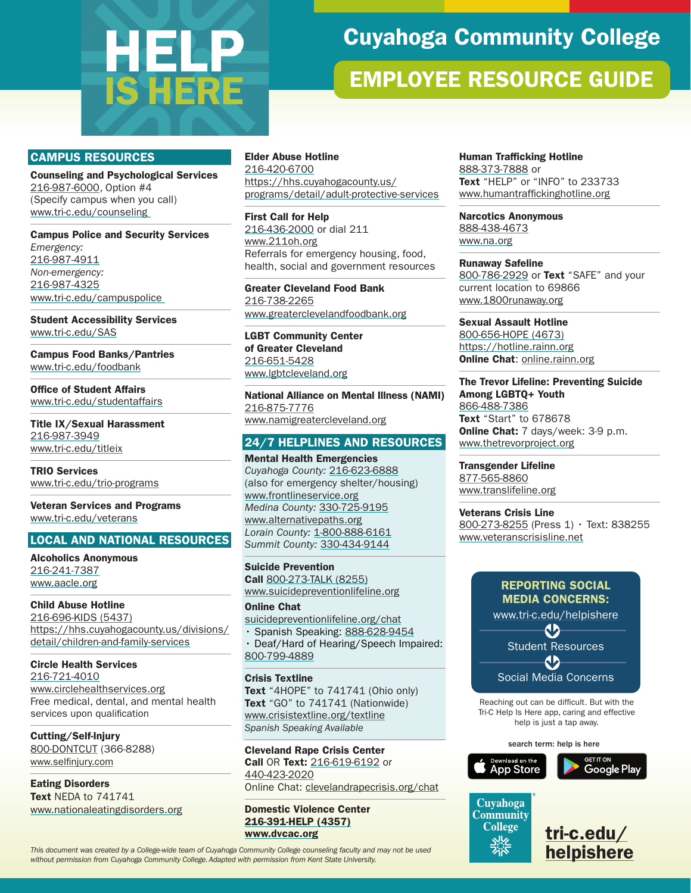# HELP IS HERE

# Cuyahoga Community College

## EMPLOYEE RESOURCE GUIDE

## CAMPUS RESOURCES

**Counseling and Psychological Services**
216-987-6000, Option #4
(Specify campus when you call)
www.tri-c.edu/counseling

**Campus Police and Security Services**
*Emergency:*
216-987-4911
*Non-emergency:*
216-987-4325
www.tri-c.edu/campuspolice

**Student Accessibility Services**
www.tri-c.edu/SAS

**Campus Food Banks/Pantries**
www.tri-c.edu/foodbank

**Office of Student Affairs**
www.tri-c.edu/studentaffairs

**Title IX/Sexual Harassment**
216-987-3949
www.tri-c.edu/titleix

**TRIO Services**
www.tri-c.edu/trio-programs

**Veteran Services and Programs**
www.tri-c.edu/veterans

## LOCAL AND NATIONAL RESOURCES

**Alcoholics Anonymous**
216-241-7387
www.aacle.org

**Child Abuse Hotline**
216-696-KIDS (5437)
https://hhs.cuyahogacounty.us/divisions/detail/children-and-family-services

**Circle Health Services**
216-721-4010
www.circlehealthservices.org
Free medical, dental, and mental health services upon qualification

**Cutting/Self-Injury**
800-DONTCUT (366-8288)
www.selfinjury.com

**Eating Disorders**
**Text** NEDA to 741741
www.nationaleatingdisorders.org

**Elder Abuse Hotline**
216-420-6700
https://hhs.cuyahogacounty.us/programs/detail/adult-protective-services

**First Call for Help**
216-436-2000 or dial 211
www.211oh.org
Referrals for emergency housing, food, health, social and government resources

**Greater Cleveland Food Bank**
216-738-2265
www.greaterclevelandfoodbank.org

**LGBT Community Center of Greater Cleveland**
216-651-5428
www.lgbtcleveland.org

**National Alliance on Mental Illness (NAMI)**
216-875-7776
www.namigreatercleveland.org

## 24/7 HELPLINES AND RESOURCES

**Mental Health Emergencies**
*Cuyahoga County:* 216-623-6888
(also for emergency shelter/housing)
www.frontlineservice.org
*Medina County:* 330-725-9195
www.alternativepaths.org
*Lorain County:* 1-800-888-6161
*Summit County:* 330-434-9144

**Suicide Prevention**
**Call** 800-273-TALK (8255)
www.suicidepreventionlifeline.org

**Online Chat**
suicidepreventionlifeline.org/chat
- Spanish Speaking: 888-628-9454
- Deaf/Hard of Hearing/Speech Impaired: 800-799-4889

**Crisis Textline**
**Text** "4HOPE" to 741741 (Ohio only)
**Text** "GO" to 741741 (Nationwide)
www.crisistextline.org/textline
*Spanish Speaking Available*

**Cleveland Rape Crisis Center**
**Call** OR **Text:** 216-619-6192 or 440-423-2020
Online Chat: clevelandrapecrisis.org/chat

**Domestic Violence Center**
**216-391-HELP (4357)**
**www.dvcac.org**

**Human Trafficking Hotline**
888-373-7888 or
**Text** "HELP" or "INFO" to 233733
www.humantraffickinghotline.org

**Narcotics Anonymous**
888-438-4673
www.na.org

**Runaway Safeline**
800-786-2929 or **Text** "SAFE" and your current location to 69866
www.1800runaway.org

**Sexual Assault Hotline**
800-656-HOPE (4673)
https://hotline.rainn.org
**Online Chat**: online.rainn.org

**The Trevor Lifeline: Preventing Suicide Among LGBTQ+ Youth**
866-488-7386
**Text** "Start" to 678678
**Online Chat:** 7 days/week: 3-9 p.m.
www.thetrevorproject.org

**Transgender Lifeline**
877-565-8860
www.translifeline.org

**Veterans Crisis Line**
800-273-8255 (Press 1) • Text: 838255
www.veteranscrisisline.net

**REPORTING SOCIAL MEDIA CONCERNS:**
www.tri-c.edu/helpishere
Student Resources
Social Media Concerns

Reaching out can be difficult. But with the Tri-C Help Is Here app, caring and effective help is just a tap away.

search term: help is here

Download on the App Store | GET IT ON Google Play

Cuyahoga Community College

**tri-c.edu/helpishere**

*This document was created by a College-wide team of Cuyahoga Community College counseling faculty and may not be used without permission from Cuyahoga Community College. Adapted with permission from Kent State University.*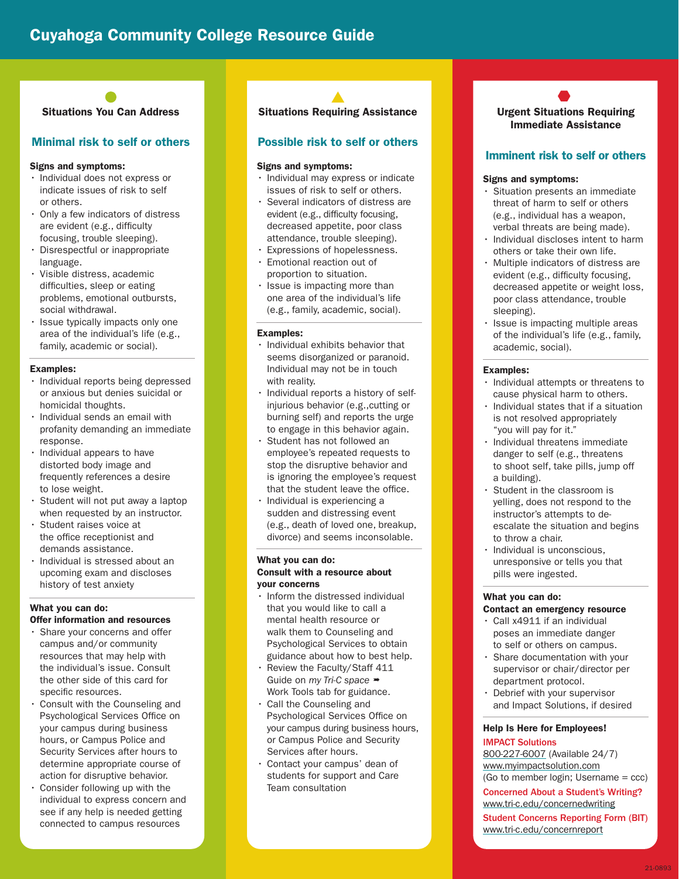# Cuyahoga Community College Resource Guide

## Situations You Can Address

### Minimal risk to self or others

**Signs and symptoms:**

- Individual does not express or indicate issues of risk to self or others.
- Only a few indicators of distress are evident (e.g., difficulty focusing, trouble sleeping).
- Disrespectful or inappropriate language.
- Visible distress, academic difficulties, sleep or eating problems, emotional outbursts, social withdrawal.
- Issue typically impacts only one area of the individual's life (e.g., family, academic or social).

**Examples:**

- Individual reports being depressed or anxious but denies suicidal or homicidal thoughts.
- Individual sends an email with profanity demanding an immediate response.
- Individual appears to have distorted body image and frequently references a desire to lose weight.
- Student will not put away a laptop when requested by an instructor.
- Student raises voice at the office receptionist and demands assistance.
- Individual is stressed about an upcoming exam and discloses history of test anxiety

**What you can do:**
**Offer information and resources**

- Share your concerns and offer campus and/or community resources that may help with the individual's issue. Consult the other side of this card for specific resources.
- Consult with the Counseling and Psychological Services Office on your campus during business hours, or Campus Police and Security Services after hours to determine appropriate course of action for disruptive behavior.
- Consider following up with the individual to express concern and see if any help is needed getting connected to campus resources

## Situations Requiring Assistance

### Possible risk to self or others

**Signs and symptoms:**

- Individual may express or indicate issues of risk to self or others.
- Several indicators of distress are evident (e.g., difficulty focusing, decreased appetite, poor class attendance, trouble sleeping).
- Expressions of hopelessness.
- Emotional reaction out of proportion to situation.
- Issue is impacting more than one area of the individual's life (e.g., family, academic, social).

**Examples:**

- Individual exhibits behavior that seems disorganized or paranoid. Individual may not be in touch with reality.
- Individual reports a history of self-injurious behavior (e.g.,cutting or burning self) and reports the urge to engage in this behavior again.
- Student has not followed an employee's repeated requests to stop the disruptive behavior and is ignoring the employee's request that the student leave the office.
- Individual is experiencing a sudden and distressing event (e.g., death of loved one, breakup, divorce) and seems inconsolable.

**What you can do:**
**Consult with a resource about your concerns**

- Inform the distressed individual that you would like to call a mental health resource or walk them to Counseling and Psychological Services to obtain guidance about how to best help.
- Review the Faculty/Staff 411 Guide on *my Tri-C space* ➡ Work Tools tab for guidance.
- Call the Counseling and Psychological Services Office on your campus during business hours, or Campus Police and Security Services after hours.
- Contact your campus' dean of students for support and Care Team consultation

## Urgent Situations Requiring Immediate Assistance

### Imminent risk to self or others

**Signs and symptoms:**

- Situation presents an immediate threat of harm to self or others (e.g., individual has a weapon, verbal threats are being made).
- Individual discloses intent to harm others or take their own life.
- Multiple indicators of distress are evident (e.g., difficulty focusing, decreased appetite or weight loss, poor class attendance, trouble sleeping).
- Issue is impacting multiple areas of the individual's life (e.g., family, academic, social).

**Examples:**

- Individual attempts or threatens to cause physical harm to others.
- Individual states that if a situation is not resolved appropriately "you will pay for it."
- Individual threatens immediate danger to self (e.g., threatens to shoot self, take pills, jump off a building).
- Student in the classroom is yelling, does not respond to the instructor's attempts to de-escalate the situation and begins to throw a chair.
- Individual is unconscious, unresponsive or tells you that pills were ingested.

**What you can do:**
**Contact an emergency resource**

- Call x4911 if an individual poses an immediate danger to self or others on campus.
- Share documentation with your supervisor or chair/director per department protocol.
- Debrief with your supervisor and Impact Solutions, if desired

**Help Is Here for Employees!**

**IMPACT Solutions**
800-227-6007 (Available 24/7)
www.myimpactsolution.com
(Go to member login; Username = ccc)

**Concerned About a Student's Writing?**
www.tri-c.edu/concernedwriting

**Student Concerns Reporting Form (BIT)**
www.tri-c.edu/concernreport

21-0893